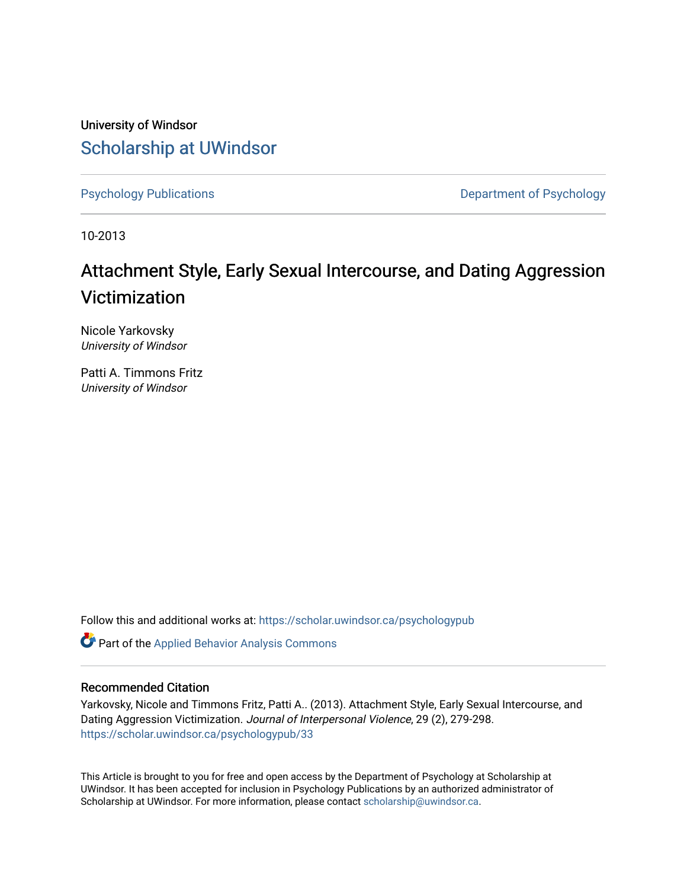University of Windsor

# Scholarship at UWindsor

Psychology Publications

Department of Psychology

10-2013

# Attachment Style, Early Sexual Intercourse, and Dating Aggression Victimization

Nicole Yarkovsky
*University of Windsor*

Patti A. Timmons Fritz
*University of Windsor*

Follow this and additional works at: https://scholar.uwindsor.ca/psychologypub

Part of the Applied Behavior Analysis Commons

## Recommended Citation

Yarkovsky, Nicole and Timmons Fritz, Patti A.. (2013). Attachment Style, Early Sexual Intercourse, and Dating Aggression Victimization. *Journal of Interpersonal Violence*, 29 (2), 279-298.
https://scholar.uwindsor.ca/psychologypub/33

This Article is brought to you for free and open access by the Department of Psychology at Scholarship at UWindsor. It has been accepted for inclusion in Psychology Publications by an authorized administrator of Scholarship at UWindsor. For more information, please contact scholarship@uwindsor.ca.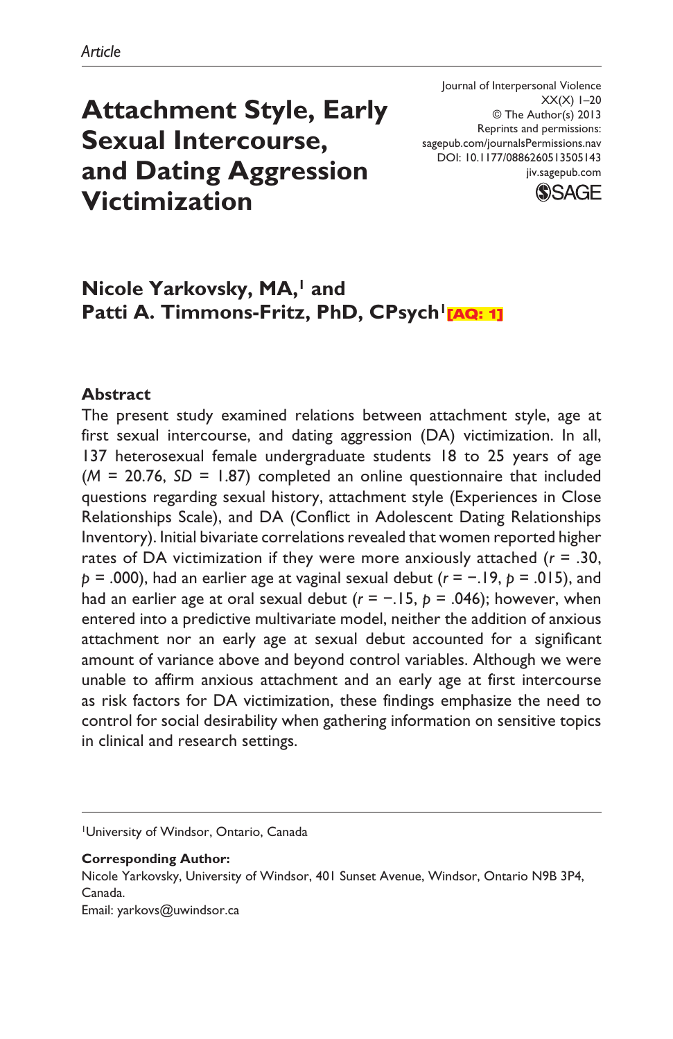*Article*

# Attachment Style, Early Sexual Intercourse, and Dating Aggression Victimization

Journal of Interpersonal Violence
XX(X) 1–20
© The Author(s) 2013
Reprints and permissions:
sagepub.com/journalsPermissions.nav
DOI: 10.1177/0886260513505143
jiv.sagepub.com

**Nicole Yarkovsky, MA,[1] and Patti A. Timmons-Fritz, PhD, CPsych[1]** [AQ: 1]

## Abstract

The present study examined relations between attachment style, age at first sexual intercourse, and dating aggression (DA) victimization. In all, 137 heterosexual female undergraduate students 18 to 25 years of age ($M$ = 20.76, $SD$ = 1.87) completed an online questionnaire that included questions regarding sexual history, attachment style (Experiences in Close Relationships Scale), and DA (Conflict in Adolescent Dating Relationships Inventory). Initial bivariate correlations revealed that women reported higher rates of DA victimization if they were more anxiously attached ($r$ = .30, $p$ = .000), had an earlier age at vaginal sexual debut ($r$ = −.19, $p$ = .015), and had an earlier age at oral sexual debut ($r$ = −.15, $p$ = .046); however, when entered into a predictive multivariate model, neither the addition of anxious attachment nor an early age at sexual debut accounted for a significant amount of variance above and beyond control variables. Although we were unable to affirm anxious attachment and an early age at first intercourse as risk factors for DA victimization, these findings emphasize the need to control for social desirability when gathering information on sensitive topics in clinical and research settings.

---

[1]University of Windsor, Ontario, Canada

**Corresponding Author:**
Nicole Yarkovsky, University of Windsor, 401 Sunset Avenue, Windsor, Ontario N9B 3P4, Canada.
Email: yarkovs@uwindsor.ca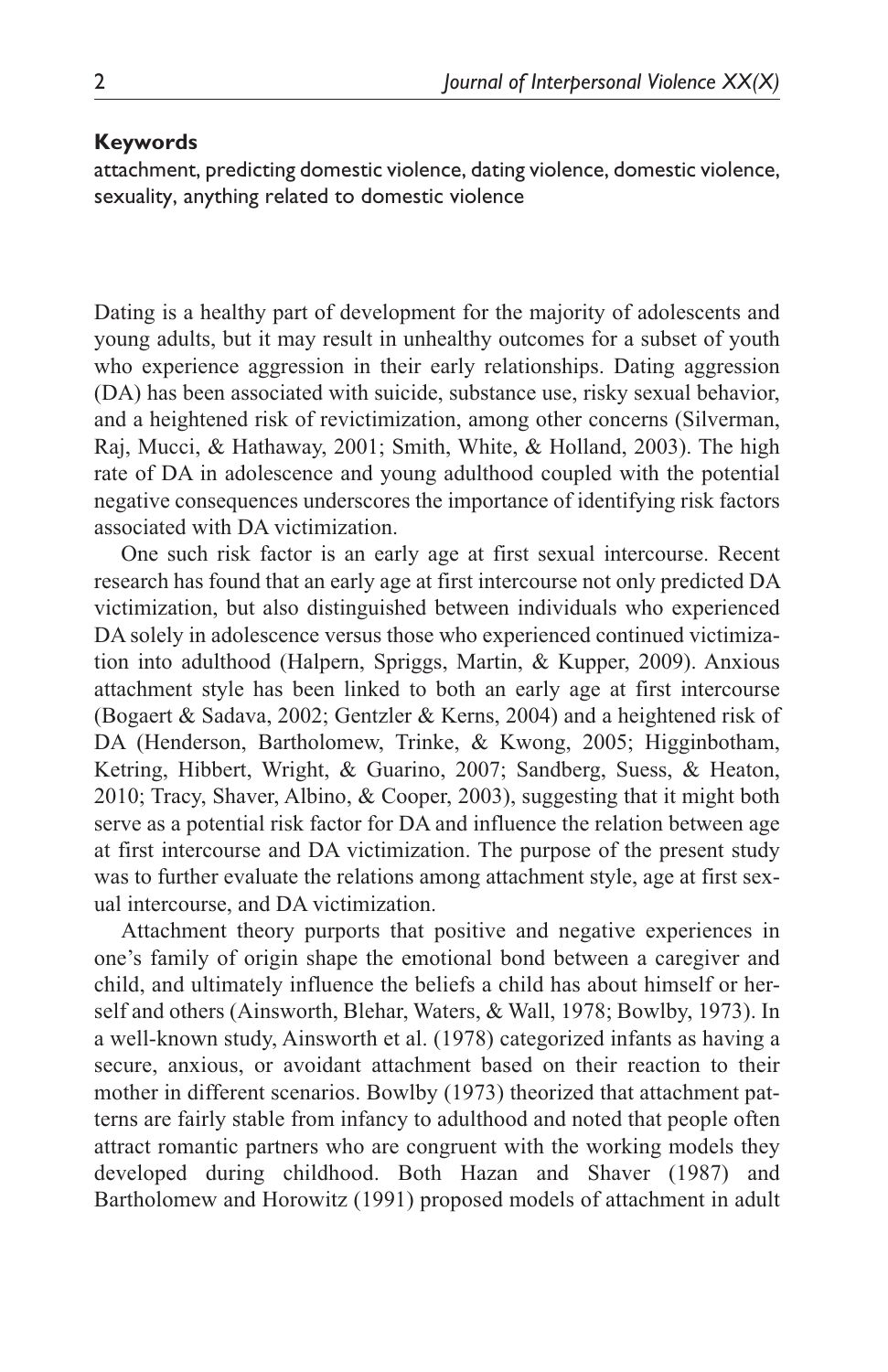**Keywords**

attachment, predicting domestic violence, dating violence, domestic violence, sexuality, anything related to domestic violence

Dating is a healthy part of development for the majority of adolescents and young adults, but it may result in unhealthy outcomes for a subset of youth who experience aggression in their early relationships. Dating aggression (DA) has been associated with suicide, substance use, risky sexual behavior, and a heightened risk of revictimization, among other concerns (Silverman, Raj, Mucci, & Hathaway, 2001; Smith, White, & Holland, 2003). The high rate of DA in adolescence and young adulthood coupled with the potential negative consequences underscores the importance of identifying risk factors associated with DA victimization.

One such risk factor is an early age at first sexual intercourse. Recent research has found that an early age at first intercourse not only predicted DA victimization, but also distinguished between individuals who experienced DA solely in adolescence versus those who experienced continued victimization into adulthood (Halpern, Spriggs, Martin, & Kupper, 2009). Anxious attachment style has been linked to both an early age at first intercourse (Bogaert & Sadava, 2002; Gentzler & Kerns, 2004) and a heightened risk of DA (Henderson, Bartholomew, Trinke, & Kwong, 2005; Higginbotham, Ketring, Hibbert, Wright, & Guarino, 2007; Sandberg, Suess, & Heaton, 2010; Tracy, Shaver, Albino, & Cooper, 2003), suggesting that it might both serve as a potential risk factor for DA and influence the relation between age at first intercourse and DA victimization. The purpose of the present study was to further evaluate the relations among attachment style, age at first sexual intercourse, and DA victimization.

Attachment theory purports that positive and negative experiences in one's family of origin shape the emotional bond between a caregiver and child, and ultimately influence the beliefs a child has about himself or herself and others (Ainsworth, Blehar, Waters, & Wall, 1978; Bowlby, 1973). In a well-known study, Ainsworth et al. (1978) categorized infants as having a secure, anxious, or avoidant attachment based on their reaction to their mother in different scenarios. Bowlby (1973) theorized that attachment patterns are fairly stable from infancy to adulthood and noted that people often attract romantic partners who are congruent with the working models they developed during childhood. Both Hazan and Shaver (1987) and Bartholomew and Horowitz (1991) proposed models of attachment in adult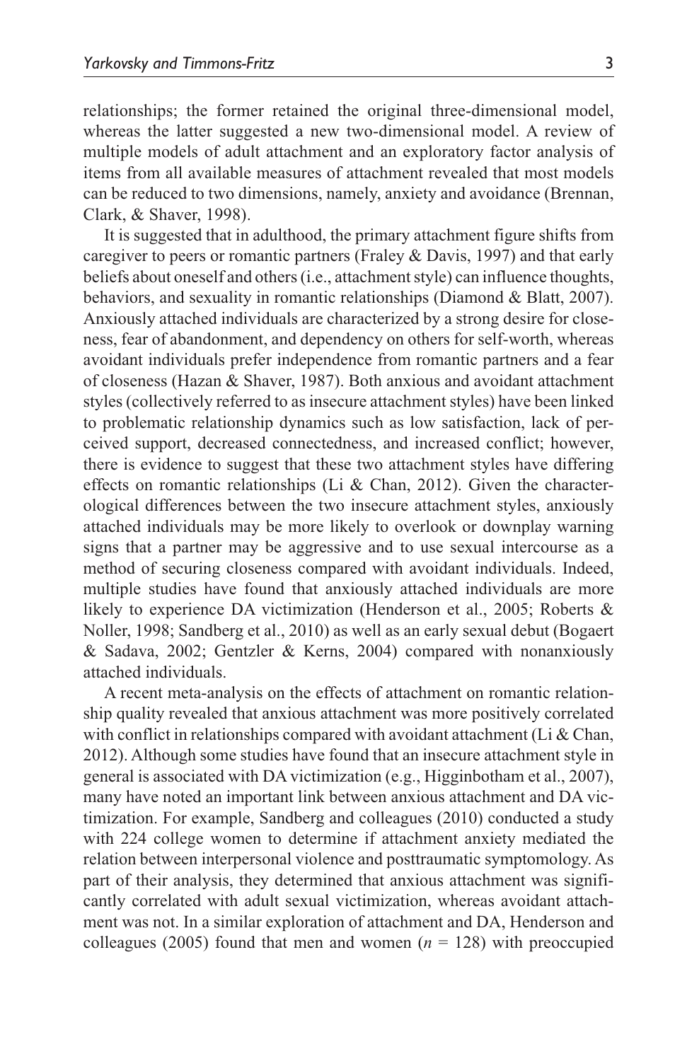relationships; the former retained the original three-dimensional model, whereas the latter suggested a new two-dimensional model. A review of multiple models of adult attachment and an exploratory factor analysis of items from all available measures of attachment revealed that most models can be reduced to two dimensions, namely, anxiety and avoidance (Brennan, Clark, & Shaver, 1998).

It is suggested that in adulthood, the primary attachment figure shifts from caregiver to peers or romantic partners (Fraley & Davis, 1997) and that early beliefs about oneself and others (i.e., attachment style) can influence thoughts, behaviors, and sexuality in romantic relationships (Diamond & Blatt, 2007). Anxiously attached individuals are characterized by a strong desire for closeness, fear of abandonment, and dependency on others for self-worth, whereas avoidant individuals prefer independence from romantic partners and a fear of closeness (Hazan & Shaver, 1987). Both anxious and avoidant attachment styles (collectively referred to as insecure attachment styles) have been linked to problematic relationship dynamics such as low satisfaction, lack of perceived support, decreased connectedness, and increased conflict; however, there is evidence to suggest that these two attachment styles have differing effects on romantic relationships (Li & Chan, 2012). Given the characterological differences between the two insecure attachment styles, anxiously attached individuals may be more likely to overlook or downplay warning signs that a partner may be aggressive and to use sexual intercourse as a method of securing closeness compared with avoidant individuals. Indeed, multiple studies have found that anxiously attached individuals are more likely to experience DA victimization (Henderson et al., 2005; Roberts & Noller, 1998; Sandberg et al., 2010) as well as an early sexual debut (Bogaert & Sadava, 2002; Gentzler & Kerns, 2004) compared with nonanxiously attached individuals.

A recent meta-analysis on the effects of attachment on romantic relationship quality revealed that anxious attachment was more positively correlated with conflict in relationships compared with avoidant attachment (Li & Chan, 2012). Although some studies have found that an insecure attachment style in general is associated with DA victimization (e.g., Higginbotham et al., 2007), many have noted an important link between anxious attachment and DA victimization. For example, Sandberg and colleagues (2010) conducted a study with 224 college women to determine if attachment anxiety mediated the relation between interpersonal violence and posttraumatic symptomology. As part of their analysis, they determined that anxious attachment was significantly correlated with adult sexual victimization, whereas avoidant attachment was not. In a similar exploration of attachment and DA, Henderson and colleagues (2005) found that men and women ($n$ = 128) with preoccupied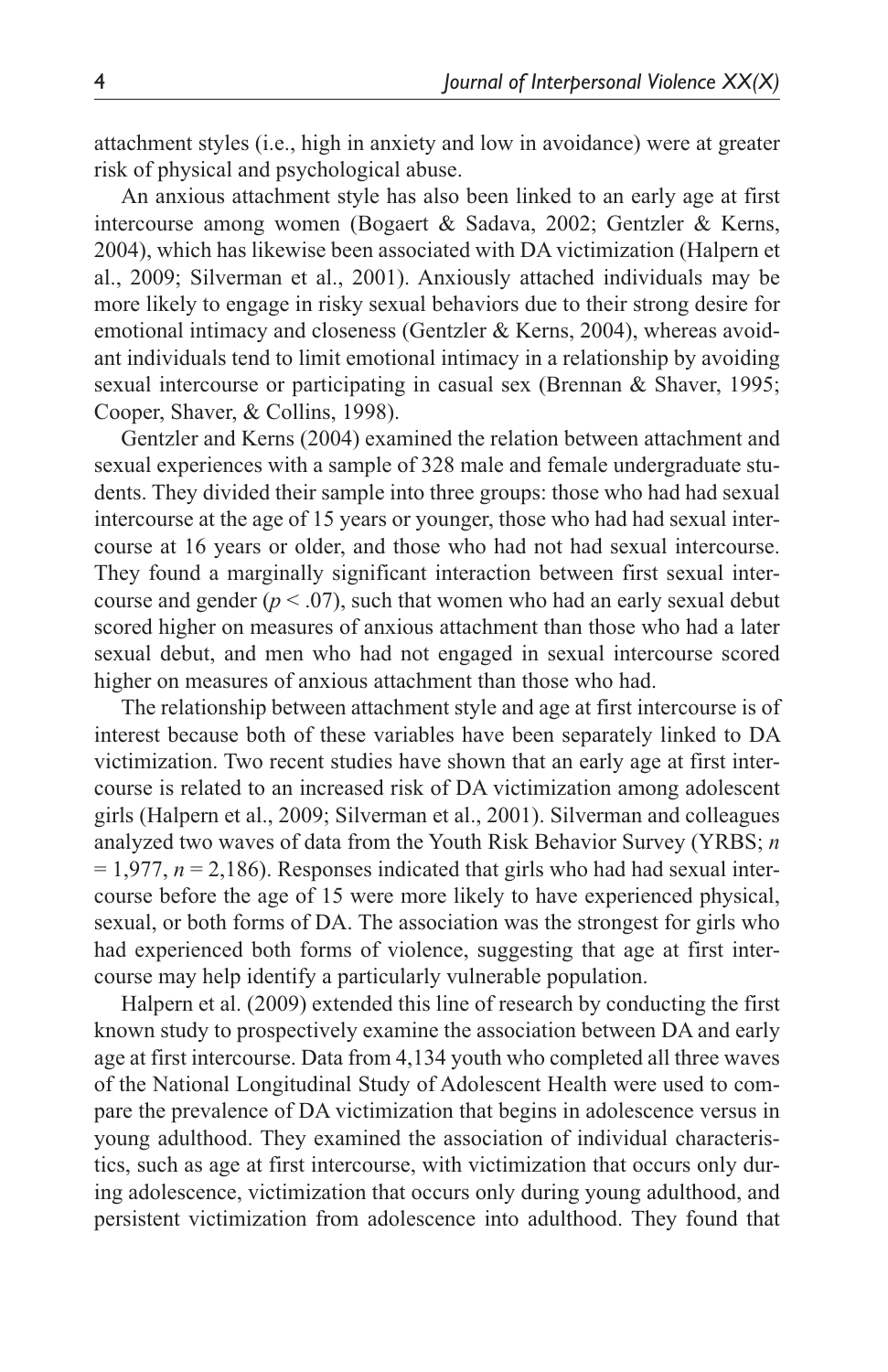attachment styles (i.e., high in anxiety and low in avoidance) were at greater risk of physical and psychological abuse.

An anxious attachment style has also been linked to an early age at first intercourse among women (Bogaert & Sadava, 2002; Gentzler & Kerns, 2004), which has likewise been associated with DA victimization (Halpern et al., 2009; Silverman et al., 2001). Anxiously attached individuals may be more likely to engage in risky sexual behaviors due to their strong desire for emotional intimacy and closeness (Gentzler & Kerns, 2004), whereas avoidant individuals tend to limit emotional intimacy in a relationship by avoiding sexual intercourse or participating in casual sex (Brennan & Shaver, 1995; Cooper, Shaver, & Collins, 1998).

Gentzler and Kerns (2004) examined the relation between attachment and sexual experiences with a sample of 328 male and female undergraduate students. They divided their sample into three groups: those who had had sexual intercourse at the age of 15 years or younger, those who had had sexual intercourse at 16 years or older, and those who had not had sexual intercourse. They found a marginally significant interaction between first sexual intercourse and gender ($p < .07$), such that women who had an early sexual debut scored higher on measures of anxious attachment than those who had a later sexual debut, and men who had not engaged in sexual intercourse scored higher on measures of anxious attachment than those who had.

The relationship between attachment style and age at first intercourse is of interest because both of these variables have been separately linked to DA victimization. Two recent studies have shown that an early age at first intercourse is related to an increased risk of DA victimization among adolescent girls (Halpern et al., 2009; Silverman et al., 2001). Silverman and colleagues analyzed two waves of data from the Youth Risk Behavior Survey (YRBS; $n = 1,977$, $n = 2,186$). Responses indicated that girls who had had sexual intercourse before the age of 15 were more likely to have experienced physical, sexual, or both forms of DA. The association was the strongest for girls who had experienced both forms of violence, suggesting that age at first intercourse may help identify a particularly vulnerable population.

Halpern et al. (2009) extended this line of research by conducting the first known study to prospectively examine the association between DA and early age at first intercourse. Data from 4,134 youth who completed all three waves of the National Longitudinal Study of Adolescent Health were used to compare the prevalence of DA victimization that begins in adolescence versus in young adulthood. They examined the association of individual characteristics, such as age at first intercourse, with victimization that occurs only during adolescence, victimization that occurs only during young adulthood, and persistent victimization from adolescence into adulthood. They found that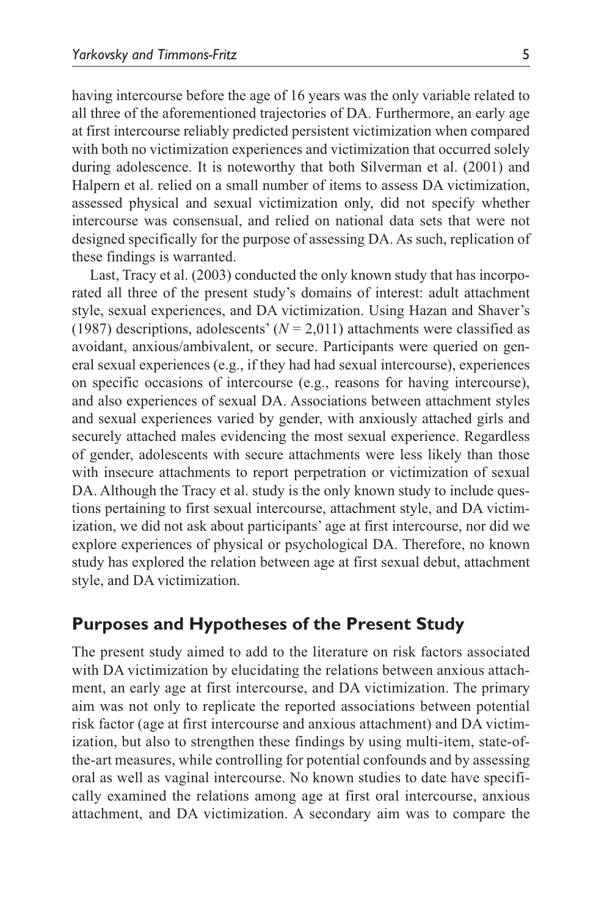having intercourse before the age of 16 years was the only variable related to all three of the aforementioned trajectories of DA. Furthermore, an early age at first intercourse reliably predicted persistent victimization when compared with both no victimization experiences and victimization that occurred solely during adolescence. It is noteworthy that both Silverman et al. (2001) and Halpern et al. relied on a small number of items to assess DA victimization, assessed physical and sexual victimization only, did not specify whether intercourse was consensual, and relied on national data sets that were not designed specifically for the purpose of assessing DA. As such, replication of these findings is warranted.

Last, Tracy et al. (2003) conducted the only known study that has incorporated all three of the present study's domains of interest: adult attachment style, sexual experiences, and DA victimization. Using Hazan and Shaver's (1987) descriptions, adolescents' ($N = 2{,}011$) attachments were classified as avoidant, anxious/ambivalent, or secure. Participants were queried on general sexual experiences (e.g., if they had had sexual intercourse), experiences on specific occasions of intercourse (e.g., reasons for having intercourse), and also experiences of sexual DA. Associations between attachment styles and sexual experiences varied by gender, with anxiously attached girls and securely attached males evidencing the most sexual experience. Regardless of gender, adolescents with secure attachments were less likely than those with insecure attachments to report perpetration or victimization of sexual DA. Although the Tracy et al. study is the only known study to include questions pertaining to first sexual intercourse, attachment style, and DA victimization, we did not ask about participants' age at first intercourse, nor did we explore experiences of physical or psychological DA. Therefore, no known study has explored the relation between age at first sexual debut, attachment style, and DA victimization.

## Purposes and Hypotheses of the Present Study

The present study aimed to add to the literature on risk factors associated with DA victimization by elucidating the relations between anxious attachment, an early age at first intercourse, and DA victimization. The primary aim was not only to replicate the reported associations between potential risk factor (age at first intercourse and anxious attachment) and DA victimization, but also to strengthen these findings by using multi-item, state-of-the-art measures, while controlling for potential confounds and by assessing oral as well as vaginal intercourse. No known studies to date have specifically examined the relations among age at first oral intercourse, anxious attachment, and DA victimization. A secondary aim was to compare the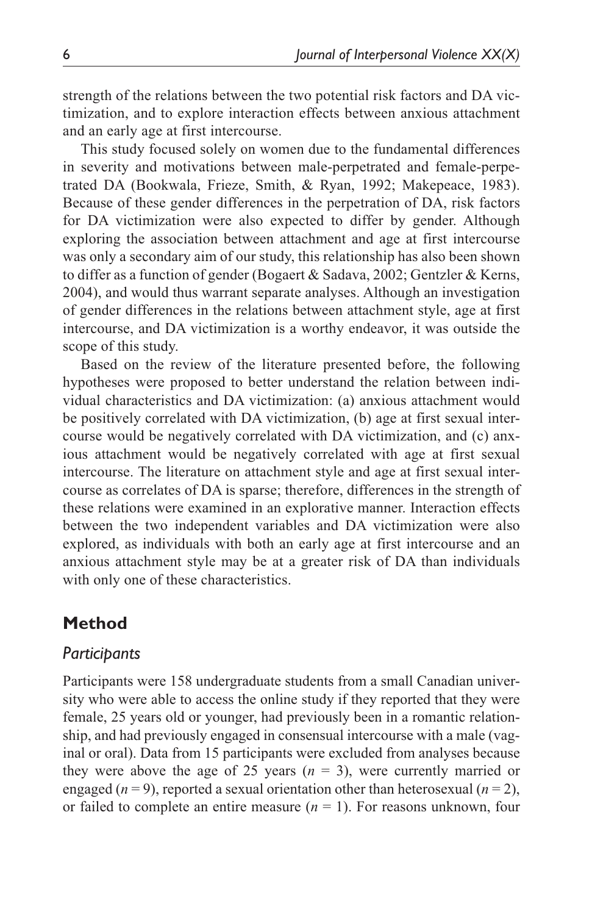strength of the relations between the two potential risk factors and DA victimization, and to explore interaction effects between anxious attachment and an early age at first intercourse.

This study focused solely on women due to the fundamental differences in severity and motivations between male-perpetrated and female-perpetrated DA (Bookwala, Frieze, Smith, & Ryan, 1992; Makepeace, 1983). Because of these gender differences in the perpetration of DA, risk factors for DA victimization were also expected to differ by gender. Although exploring the association between attachment and age at first intercourse was only a secondary aim of our study, this relationship has also been shown to differ as a function of gender (Bogaert & Sadava, 2002; Gentzler & Kerns, 2004), and would thus warrant separate analyses. Although an investigation of gender differences in the relations between attachment style, age at first intercourse, and DA victimization is a worthy endeavor, it was outside the scope of this study.

Based on the review of the literature presented before, the following hypotheses were proposed to better understand the relation between individual characteristics and DA victimization: (a) anxious attachment would be positively correlated with DA victimization, (b) age at first sexual intercourse would be negatively correlated with DA victimization, and (c) anxious attachment would be negatively correlated with age at first sexual intercourse. The literature on attachment style and age at first sexual intercourse as correlates of DA is sparse; therefore, differences in the strength of these relations were examined in an explorative manner. Interaction effects between the two independent variables and DA victimization were also explored, as individuals with both an early age at first intercourse and an anxious attachment style may be at a greater risk of DA than individuals with only one of these characteristics.

## Method

### *Participants*

Participants were 158 undergraduate students from a small Canadian university who were able to access the online study if they reported that they were female, 25 years old or younger, had previously been in a romantic relationship, and had previously engaged in consensual intercourse with a male (vaginal or oral). Data from 15 participants were excluded from analyses because they were above the age of 25 years ($n$ = 3), were currently married or engaged ($n$ = 9), reported a sexual orientation other than heterosexual ($n$ = 2), or failed to complete an entire measure ($n$ = 1). For reasons unknown, four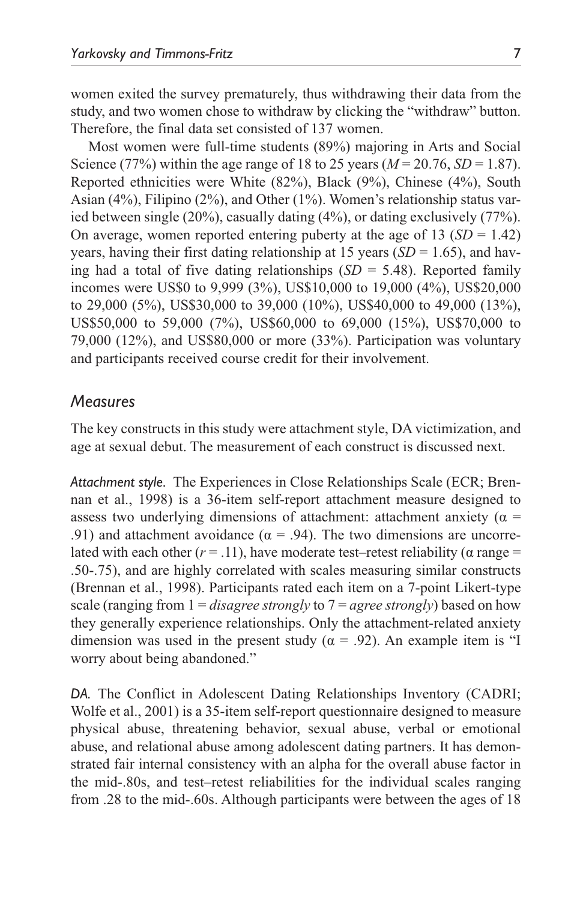women exited the survey prematurely, thus withdrawing their data from the study, and two women chose to withdraw by clicking the "withdraw" button. Therefore, the final data set consisted of 137 women.

Most women were full-time students (89%) majoring in Arts and Social Science (77%) within the age range of 18 to 25 years ($M$ = 20.76, $SD$ = 1.87). Reported ethnicities were White (82%), Black (9%), Chinese (4%), South Asian (4%), Filipino (2%), and Other (1%). Women's relationship status varied between single (20%), casually dating (4%), or dating exclusively (77%). On average, women reported entering puberty at the age of 13 ($SD$ = 1.42) years, having their first dating relationship at 15 years ($SD$ = 1.65), and having had a total of five dating relationships ($SD$ = 5.48). Reported family incomes were US$0 to 9,999 (3%), US$10,000 to 19,000 (4%), US$20,000 to 29,000 (5%), US$30,000 to 39,000 (10%), US$40,000 to 49,000 (13%), US$50,000 to 59,000 (7%), US$60,000 to 69,000 (15%), US$70,000 to 79,000 (12%), and US$80,000 or more (33%). Participation was voluntary and participants received course credit for their involvement.

## *Measures*

The key constructs in this study were attachment style, DA victimization, and age at sexual debut. The measurement of each construct is discussed next.

*Attachment style.* The Experiences in Close Relationships Scale (ECR; Brennan et al., 1998) is a 36-item self-report attachment measure designed to assess two underlying dimensions of attachment: attachment anxiety ($\alpha$ = .91) and attachment avoidance ($\alpha$ = .94). The two dimensions are uncorrelated with each other ($r$ = .11), have moderate test–retest reliability ($\alpha$ range = .50-.75), and are highly correlated with scales measuring similar constructs (Brennan et al., 1998). Participants rated each item on a 7-point Likert-type scale (ranging from 1 = *disagree strongly* to 7 = *agree strongly*) based on how they generally experience relationships. Only the attachment-related anxiety dimension was used in the present study ($\alpha$ = .92). An example item is "I worry about being abandoned."

*DA.* The Conflict in Adolescent Dating Relationships Inventory (CADRI; Wolfe et al., 2001) is a 35-item self-report questionnaire designed to measure physical abuse, threatening behavior, sexual abuse, verbal or emotional abuse, and relational abuse among adolescent dating partners. It has demonstrated fair internal consistency with an alpha for the overall abuse factor in the mid-.80s, and test–retest reliabilities for the individual scales ranging from .28 to the mid-.60s. Although participants were between the ages of 18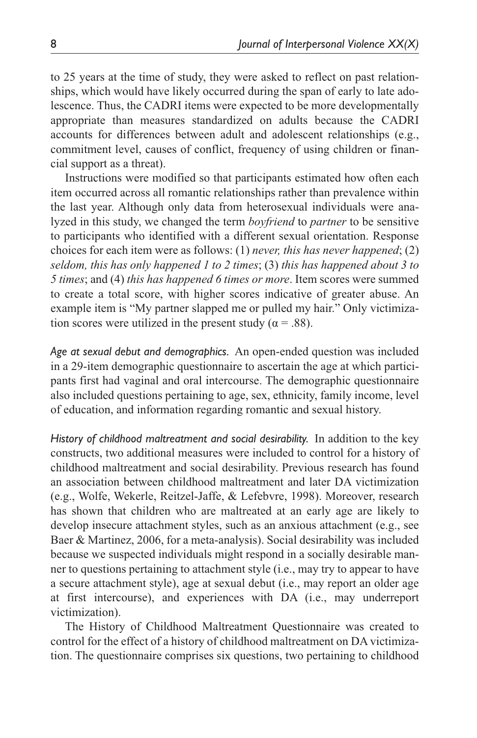to 25 years at the time of study, they were asked to reflect on past relationships, which would have likely occurred during the span of early to late adolescence. Thus, the CADRI items were expected to be more developmentally appropriate than measures standardized on adults because the CADRI accounts for differences between adult and adolescent relationships (e.g., commitment level, causes of conflict, frequency of using children or financial support as a threat).

Instructions were modified so that participants estimated how often each item occurred across all romantic relationships rather than prevalence within the last year. Although only data from heterosexual individuals were analyzed in this study, we changed the term *boyfriend* to *partner* to be sensitive to participants who identified with a different sexual orientation. Response choices for each item were as follows: (1) *never, this has never happened*; (2) *seldom, this has only happened 1 to 2 times*; (3) *this has happened about 3 to 5 times*; and (4) *this has happened 6 times or more*. Item scores were summed to create a total score, with higher scores indicative of greater abuse. An example item is "My partner slapped me or pulled my hair." Only victimization scores were utilized in the present study ($\alpha = .88$).

*Age at sexual debut and demographics.* An open-ended question was included in a 29-item demographic questionnaire to ascertain the age at which participants first had vaginal and oral intercourse. The demographic questionnaire also included questions pertaining to age, sex, ethnicity, family income, level of education, and information regarding romantic and sexual history.

*History of childhood maltreatment and social desirability.* In addition to the key constructs, two additional measures were included to control for a history of childhood maltreatment and social desirability. Previous research has found an association between childhood maltreatment and later DA victimization (e.g., Wolfe, Wekerle, Reitzel-Jaffe, & Lefebvre, 1998). Moreover, research has shown that children who are maltreated at an early age are likely to develop insecure attachment styles, such as an anxious attachment (e.g., see Baer & Martinez, 2006, for a meta-analysis). Social desirability was included because we suspected individuals might respond in a socially desirable manner to questions pertaining to attachment style (i.e., may try to appear to have a secure attachment style), age at sexual debut (i.e., may report an older age at first intercourse), and experiences with DA (i.e., may underreport victimization).

The History of Childhood Maltreatment Questionnaire was created to control for the effect of a history of childhood maltreatment on DA victimization. The questionnaire comprises six questions, two pertaining to childhood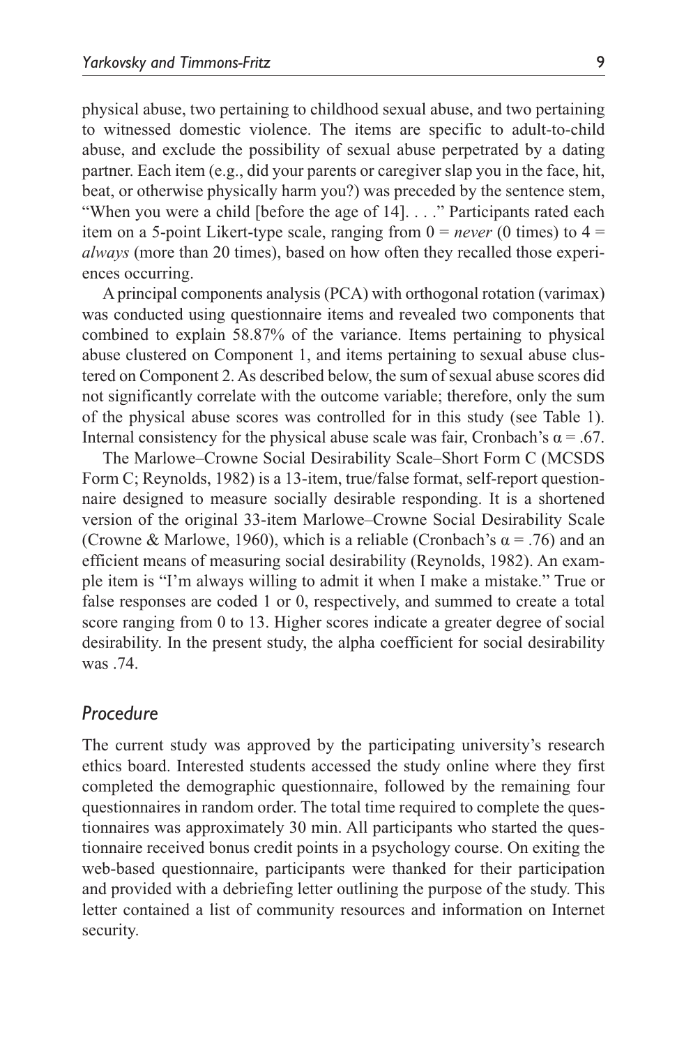physical abuse, two pertaining to childhood sexual abuse, and two pertaining to witnessed domestic violence. The items are specific to adult-to-child abuse, and exclude the possibility of sexual abuse perpetrated by a dating partner. Each item (e.g., did your parents or caregiver slap you in the face, hit, beat, or otherwise physically harm you?) was preceded by the sentence stem, "When you were a child [before the age of 14]. . . ." Participants rated each item on a 5-point Likert-type scale, ranging from 0 = *never* (0 times) to 4 = *always* (more than 20 times), based on how often they recalled those experiences occurring.

A principal components analysis (PCA) with orthogonal rotation (varimax) was conducted using questionnaire items and revealed two components that combined to explain 58.87% of the variance. Items pertaining to physical abuse clustered on Component 1, and items pertaining to sexual abuse clustered on Component 2. As described below, the sum of sexual abuse scores did not significantly correlate with the outcome variable; therefore, only the sum of the physical abuse scores was controlled for in this study (see Table 1). Internal consistency for the physical abuse scale was fair, Cronbach's $\alpha = .67$.

The Marlowe–Crowne Social Desirability Scale–Short Form C (MCSDS Form C; Reynolds, 1982) is a 13-item, true/false format, self-report questionnaire designed to measure socially desirable responding. It is a shortened version of the original 33-item Marlowe–Crowne Social Desirability Scale (Crowne & Marlowe, 1960), which is a reliable (Cronbach's $\alpha = .76$) and an efficient means of measuring social desirability (Reynolds, 1982). An example item is "I'm always willing to admit it when I make a mistake." True or false responses are coded 1 or 0, respectively, and summed to create a total score ranging from 0 to 13. Higher scores indicate a greater degree of social desirability. In the present study, the alpha coefficient for social desirability was .74.

## *Procedure*

The current study was approved by the participating university's research ethics board. Interested students accessed the study online where they first completed the demographic questionnaire, followed by the remaining four questionnaires in random order. The total time required to complete the questionnaires was approximately 30 min. All participants who started the questionnaire received bonus credit points in a psychology course. On exiting the web-based questionnaire, participants were thanked for their participation and provided with a debriefing letter outlining the purpose of the study. This letter contained a list of community resources and information on Internet security.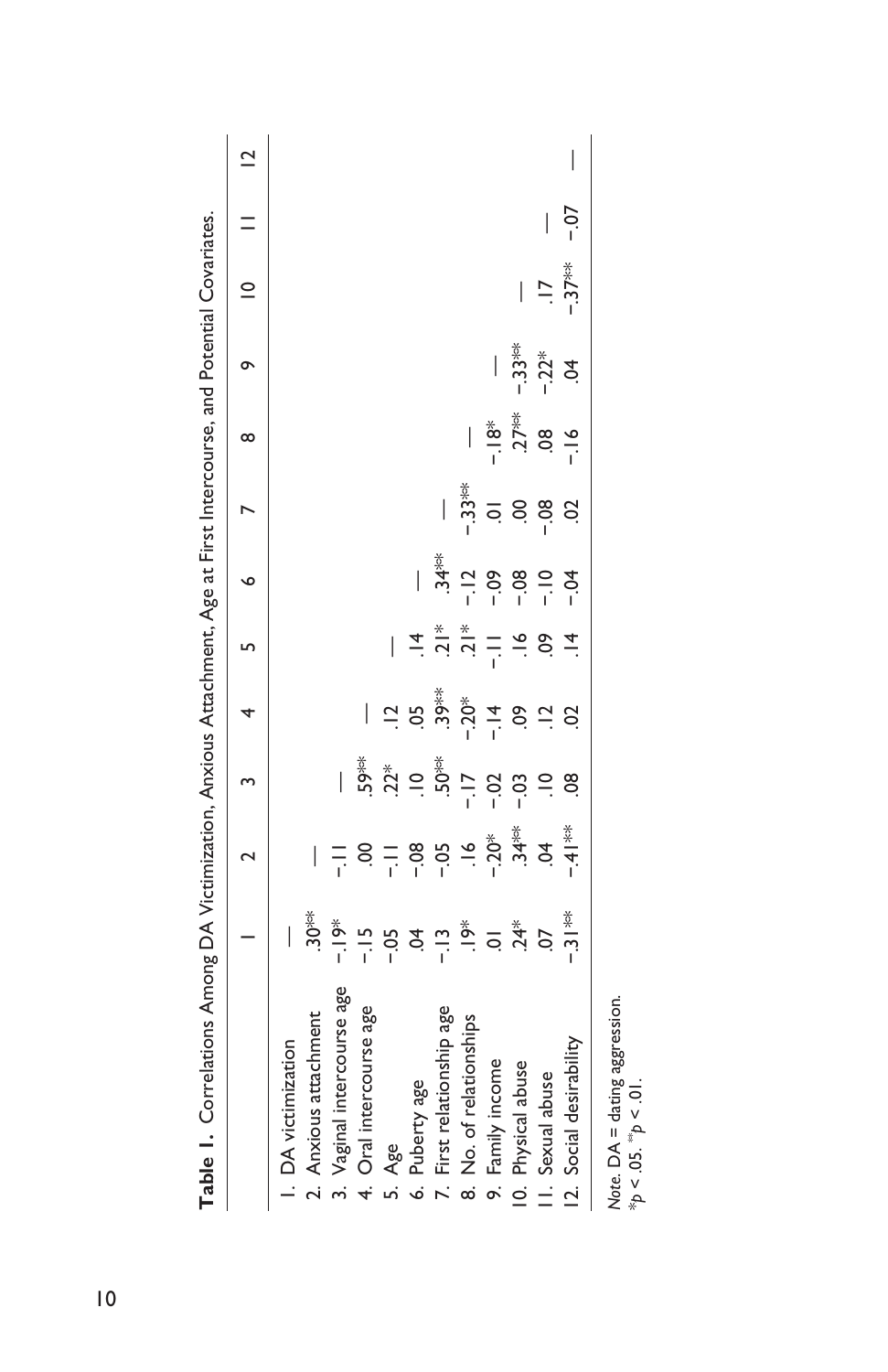**Table 1.** Correlations Among DA Victimization, Anxious Attachment, Age at First Intercourse, and Potential Covariates.

| | 1 | 2 | 3 | 4 | 5 | 6 | 7 | 8 | 9 | 10 | 11 | 12 |
|---|---|---|---|---|---|---|---|---|---|---|---|---|
| 1. DA victimization | — | | | | | | | | | | | |
| 2. Anxious attachment | .30** | — | | | | | | | | | | |
| 3. Vaginal intercourse age | −.19* | −.11 | — | | | | | | | | | |
| 4. Oral intercourse age | −.15 | .00 | .59** | — | | | | | | | | |
| 5. Age | −.05 | −.11 | .22* | .12 | — | | | | | | | |
| 6. Puberty age | .04 | −.08 | .10 | .05 | .14 | — | | | | | | |
| 7. First relationship age | −.13 | −.05 | .50** | .39** | .21* | .34** | — | | | | | |
| 8. No. of relationships | .19* | .16 | −.17 | −.20* | .21* | −.12 | −.33** | — | | | | |
| 9. Family income | .01 | −.20* | −.02 | −.14 | −.11 | −.09 | .01 | −.18* | — | | | |
| 10. Physical abuse | .24* | .34** | −.03 | .09 | .16 | −.08 | .00 | .27** | −.33** | — | | |
| 11. Sexual abuse | .07 | .04 | .10 | .12 | .09 | −.10 | −.08 | .08 | −.22* | .17 | — | |
| 12. Social desirability | −.31** | −.41** | .08 | .02 | .14 | −.04 | .02 | −.16 | .04 | −.37** | −.07 | — |

*Note.* DA = dating aggression.
*$p < .05$. **$p < .01$.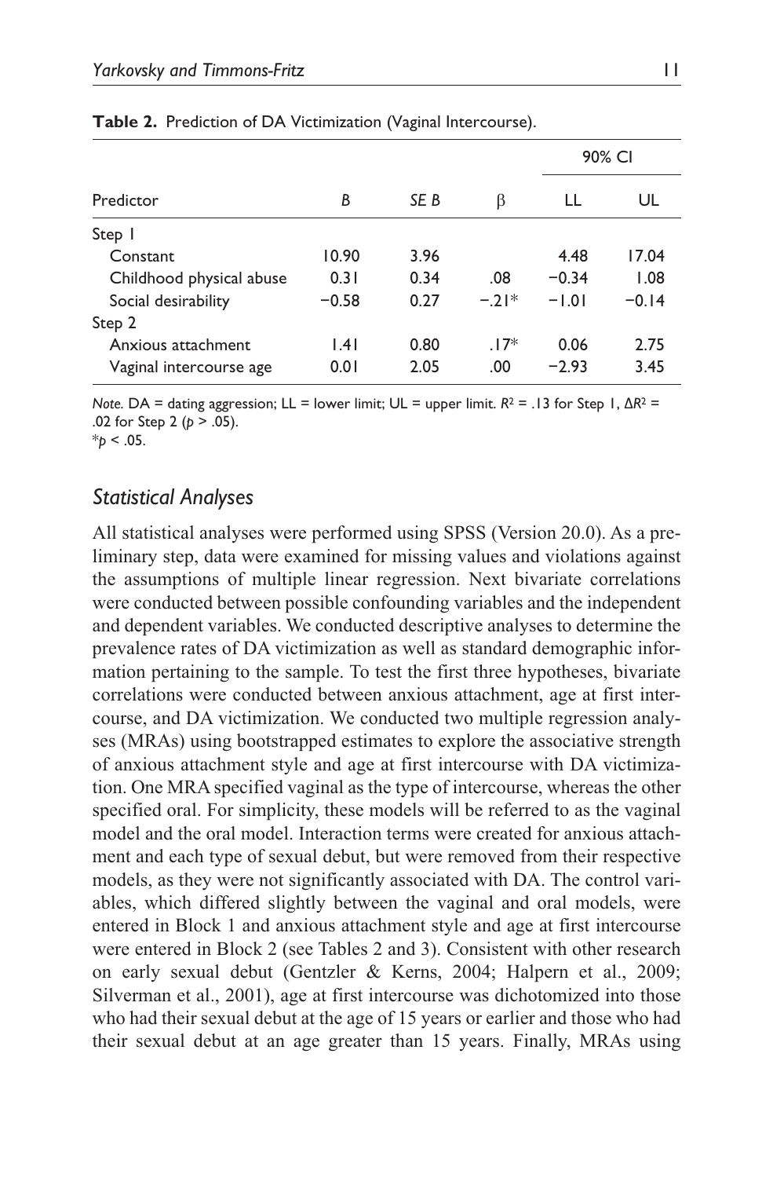**Table 2.** Prediction of DA Victimization (Vaginal Intercourse).

| | | | | 90% CI | |
|---|---|---|---|---|---|
| Predictor | *B* | *SE B* | β | LL | UL |
| Step 1 | | | | | |
| Constant | 10.90 | 3.96 | | 4.48 | 17.04 |
| Childhood physical abuse | 0.31 | 0.34 | .08 | −0.34 | 1.08 |
| Social desirability | −0.58 | 0.27 | −.21* | −1.01 | −0.14 |
| Step 2 | | | | | |
| Anxious attachment | 1.41 | 0.80 | .17* | 0.06 | 2.75 |
| Vaginal intercourse age | 0.01 | 2.05 | .00 | −2.93 | 3.45 |

*Note.* DA = dating aggression; LL = lower limit; UL = upper limit. $R^2$ = .13 for Step 1, $\Delta R^2$ = .02 for Step 2 ($p$ > .05).
*$p$ < .05.

## *Statistical Analyses*

All statistical analyses were performed using SPSS (Version 20.0). As a preliminary step, data were examined for missing values and violations against the assumptions of multiple linear regression. Next bivariate correlations were conducted between possible confounding variables and the independent and dependent variables. We conducted descriptive analyses to determine the prevalence rates of DA victimization as well as standard demographic information pertaining to the sample. To test the first three hypotheses, bivariate correlations were conducted between anxious attachment, age at first intercourse, and DA victimization. We conducted two multiple regression analyses (MRAs) using bootstrapped estimates to explore the associative strength of anxious attachment style and age at first intercourse with DA victimization. One MRA specified vaginal as the type of intercourse, whereas the other specified oral. For simplicity, these models will be referred to as the vaginal model and the oral model. Interaction terms were created for anxious attachment and each type of sexual debut, but were removed from their respective models, as they were not significantly associated with DA. The control variables, which differed slightly between the vaginal and oral models, were entered in Block 1 and anxious attachment style and age at first intercourse were entered in Block 2 (see Tables 2 and 3). Consistent with other research on early sexual debut (Gentzler & Kerns, 2004; Halpern et al., 2009; Silverman et al., 2001), age at first intercourse was dichotomized into those who had their sexual debut at the age of 15 years or earlier and those who had their sexual debut at an age greater than 15 years. Finally, MRAs using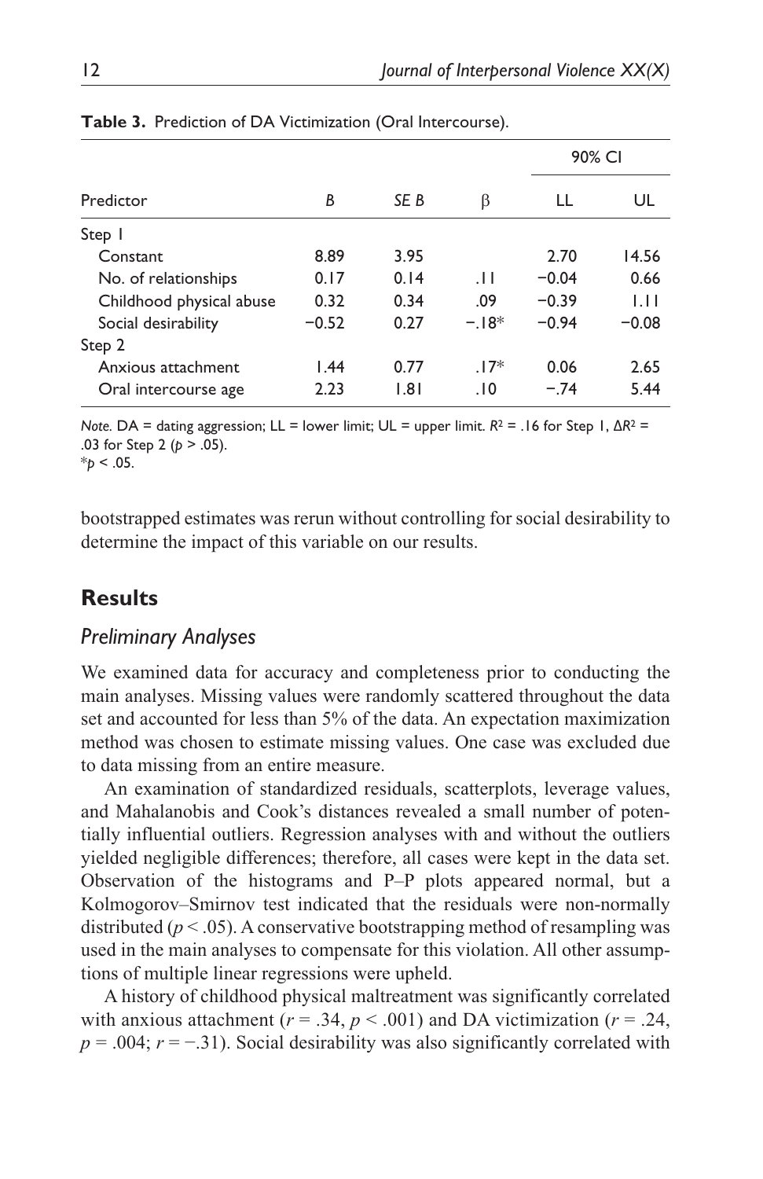**Table 3.** Prediction of DA Victimization (Oral Intercourse).

| Predictor | *B* | *SE B* | β | 90% CI LL | 90% CI UL |
|---|---|---|---|---|---|
| Step 1 | | | | | |
| Constant | 8.89 | 3.95 | | 2.70 | 14.56 |
| No. of relationships | 0.17 | 0.14 | .11 | −0.04 | 0.66 |
| Childhood physical abuse | 0.32 | 0.34 | .09 | −0.39 | 1.11 |
| Social desirability | −0.52 | 0.27 | −.18* | −0.94 | −0.08 |
| Step 2 | | | | | |
| Anxious attachment | 1.44 | 0.77 | .17* | 0.06 | 2.65 |
| Oral intercourse age | 2.23 | 1.81 | .10 | −.74 | 5.44 |

*Note.* DA = dating aggression; LL = lower limit; UL = upper limit. $R^2$ = .16 for Step 1, $\Delta R^2$ = .03 for Step 2 ($p$ > .05).
*$p$ < .05.

bootstrapped estimates was rerun without controlling for social desirability to determine the impact of this variable on our results.

## Results

### *Preliminary Analyses*

We examined data for accuracy and completeness prior to conducting the main analyses. Missing values were randomly scattered throughout the data set and accounted for less than 5% of the data. An expectation maximization method was chosen to estimate missing values. One case was excluded due to data missing from an entire measure.

An examination of standardized residuals, scatterplots, leverage values, and Mahalanobis and Cook's distances revealed a small number of potentially influential outliers. Regression analyses with and without the outliers yielded negligible differences; therefore, all cases were kept in the data set. Observation of the histograms and P–P plots appeared normal, but a Kolmogorov–Smirnov test indicated that the residuals were non-normally distributed ($p < .05$). A conservative bootstrapping method of resampling was used in the main analyses to compensate for this violation. All other assumptions of multiple linear regressions were upheld.

A history of childhood physical maltreatment was significantly correlated with anxious attachment ($r = .34$, $p < .001$) and DA victimization ($r = .24$, $p = .004$; $r = -.31$). Social desirability was also significantly correlated with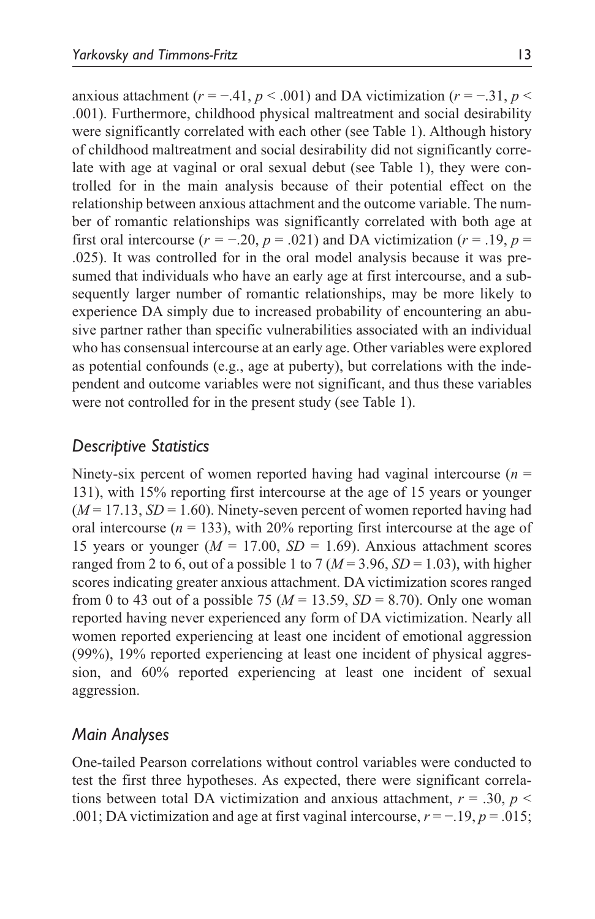anxious attachment ($r = -.41$, $p < .001$) and DA victimization ($r = -.31$, $p < .001$). Furthermore, childhood physical maltreatment and social desirability were significantly correlated with each other (see Table 1). Although history of childhood maltreatment and social desirability did not significantly correlate with age at vaginal or oral sexual debut (see Table 1), they were controlled for in the main analysis because of their potential effect on the relationship between anxious attachment and the outcome variable. The number of romantic relationships was significantly correlated with both age at first oral intercourse ($r = -.20$, $p = .021$) and DA victimization ($r = .19$, $p = .025$). It was controlled for in the oral model analysis because it was presumed that individuals who have an early age at first intercourse, and a subsequently larger number of romantic relationships, may be more likely to experience DA simply due to increased probability of encountering an abusive partner rather than specific vulnerabilities associated with an individual who has consensual intercourse at an early age. Other variables were explored as potential confounds (e.g., age at puberty), but correlations with the independent and outcome variables were not significant, and thus these variables were not controlled for in the present study (see Table 1).

## *Descriptive Statistics*

Ninety-six percent of women reported having had vaginal intercourse ($n = 131$), with 15% reporting first intercourse at the age of 15 years or younger ($M = 17.13$, $SD = 1.60$). Ninety-seven percent of women reported having had oral intercourse ($n = 133$), with 20% reporting first intercourse at the age of 15 years or younger ($M = 17.00$, $SD = 1.69$). Anxious attachment scores ranged from 2 to 6, out of a possible 1 to 7 ($M = 3.96$, $SD = 1.03$), with higher scores indicating greater anxious attachment. DA victimization scores ranged from 0 to 43 out of a possible 75 ($M = 13.59$, $SD = 8.70$). Only one woman reported having never experienced any form of DA victimization. Nearly all women reported experiencing at least one incident of emotional aggression (99%), 19% reported experiencing at least one incident of physical aggression, and 60% reported experiencing at least one incident of sexual aggression.

## *Main Analyses*

One-tailed Pearson correlations without control variables were conducted to test the first three hypotheses. As expected, there were significant correlations between total DA victimization and anxious attachment, $r = .30$, $p < .001$; DA victimization and age at first vaginal intercourse, $r = -.19$, $p = .015$;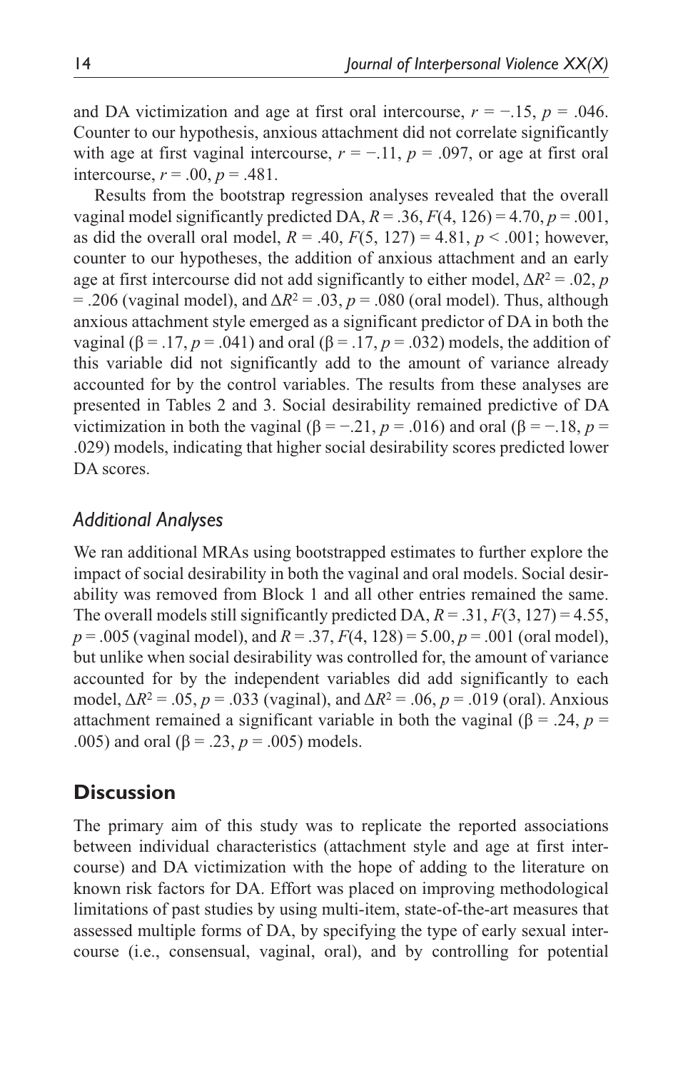and DA victimization and age at first oral intercourse, $r = -.15$, $p = .046$. Counter to our hypothesis, anxious attachment did not correlate significantly with age at first vaginal intercourse, $r = -.11$, $p = .097$, or age at first oral intercourse, $r = .00$, $p = .481$.

Results from the bootstrap regression analyses revealed that the overall vaginal model significantly predicted DA, $R = .36$, $F(4, 126) = 4.70$, $p = .001$, as did the overall oral model, $R = .40$, $F(5, 127) = 4.81$, $p < .001$; however, counter to our hypotheses, the addition of anxious attachment and an early age at first intercourse did not add significantly to either model, $\Delta R^2 = .02$, $p = .206$ (vaginal model), and $\Delta R^2 = .03$, $p = .080$ (oral model). Thus, although anxious attachment style emerged as a significant predictor of DA in both the vaginal ($\beta = .17$, $p = .041$) and oral ($\beta = .17$, $p = .032$) models, the addition of this variable did not significantly add to the amount of variance already accounted for by the control variables. The results from these analyses are presented in Tables 2 and 3. Social desirability remained predictive of DA victimization in both the vaginal ($\beta = -.21$, $p = .016$) and oral ($\beta = -.18$, $p = .029$) models, indicating that higher social desirability scores predicted lower DA scores.

### *Additional Analyses*

We ran additional MRAs using bootstrapped estimates to further explore the impact of social desirability in both the vaginal and oral models. Social desirability was removed from Block 1 and all other entries remained the same. The overall models still significantly predicted DA, $R = .31$, $F(3, 127) = 4.55$, $p = .005$ (vaginal model), and $R = .37$, $F(4, 128) = 5.00$, $p = .001$ (oral model), but unlike when social desirability was controlled for, the amount of variance accounted for by the independent variables did add significantly to each model, $\Delta R^2 = .05$, $p = .033$ (vaginal), and $\Delta R^2 = .06$, $p = .019$ (oral). Anxious attachment remained a significant variable in both the vaginal ($\beta = .24$, $p = .005$) and oral ($\beta = .23$, $p = .005$) models.

## Discussion

The primary aim of this study was to replicate the reported associations between individual characteristics (attachment style and age at first intercourse) and DA victimization with the hope of adding to the literature on known risk factors for DA. Effort was placed on improving methodological limitations of past studies by using multi-item, state-of-the-art measures that assessed multiple forms of DA, by specifying the type of early sexual intercourse (i.e., consensual, vaginal, oral), and by controlling for potential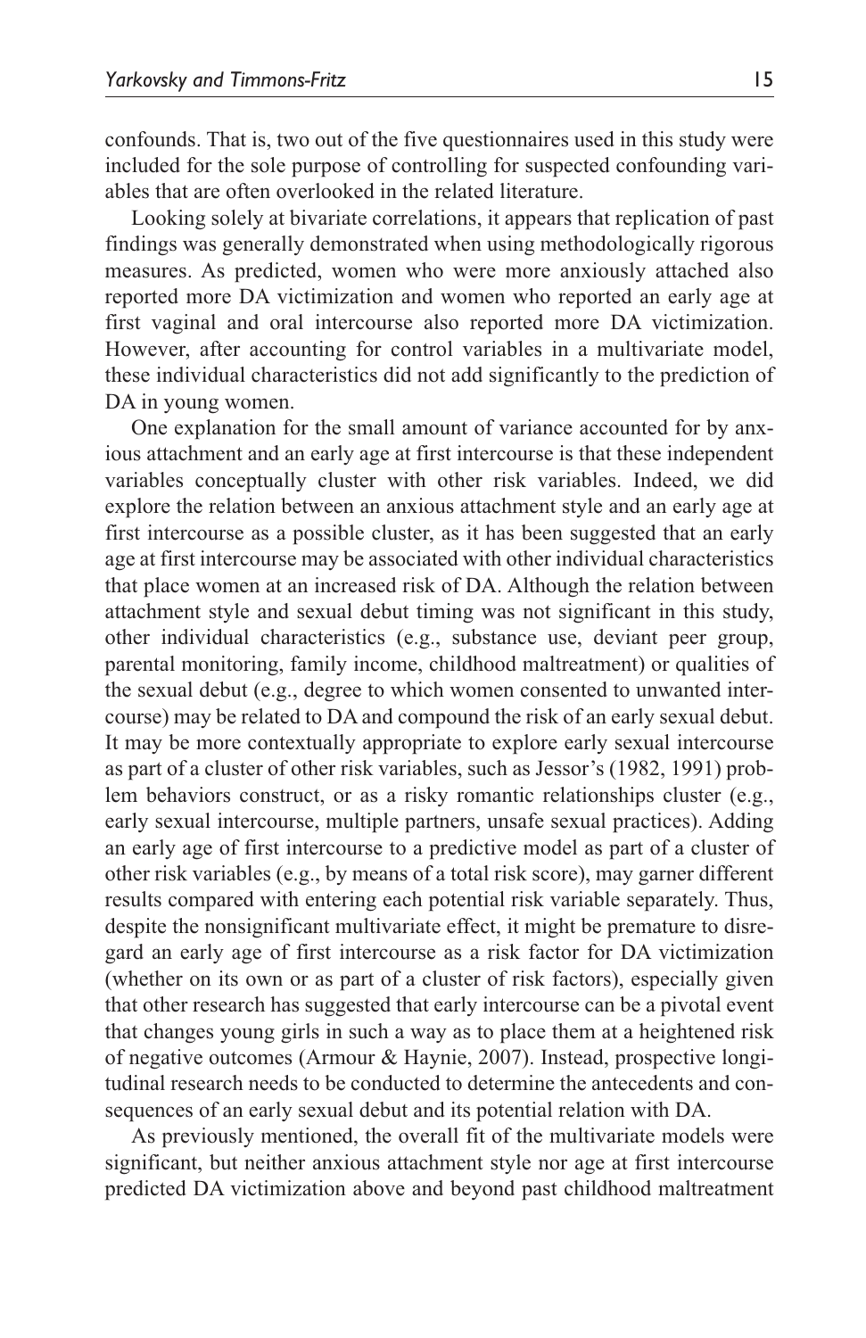confounds. That is, two out of the five questionnaires used in this study were included for the sole purpose of controlling for suspected confounding variables that are often overlooked in the related literature.

Looking solely at bivariate correlations, it appears that replication of past findings was generally demonstrated when using methodologically rigorous measures. As predicted, women who were more anxiously attached also reported more DA victimization and women who reported an early age at first vaginal and oral intercourse also reported more DA victimization. However, after accounting for control variables in a multivariate model, these individual characteristics did not add significantly to the prediction of DA in young women.

One explanation for the small amount of variance accounted for by anxious attachment and an early age at first intercourse is that these independent variables conceptually cluster with other risk variables. Indeed, we did explore the relation between an anxious attachment style and an early age at first intercourse as a possible cluster, as it has been suggested that an early age at first intercourse may be associated with other individual characteristics that place women at an increased risk of DA. Although the relation between attachment style and sexual debut timing was not significant in this study, other individual characteristics (e.g., substance use, deviant peer group, parental monitoring, family income, childhood maltreatment) or qualities of the sexual debut (e.g., degree to which women consented to unwanted intercourse) may be related to DA and compound the risk of an early sexual debut. It may be more contextually appropriate to explore early sexual intercourse as part of a cluster of other risk variables, such as Jessor's (1982, 1991) problem behaviors construct, or as a risky romantic relationships cluster (e.g., early sexual intercourse, multiple partners, unsafe sexual practices). Adding an early age of first intercourse to a predictive model as part of a cluster of other risk variables (e.g., by means of a total risk score), may garner different results compared with entering each potential risk variable separately. Thus, despite the nonsignificant multivariate effect, it might be premature to disregard an early age of first intercourse as a risk factor for DA victimization (whether on its own or as part of a cluster of risk factors), especially given that other research has suggested that early intercourse can be a pivotal event that changes young girls in such a way as to place them at a heightened risk of negative outcomes (Armour & Haynie, 2007). Instead, prospective longitudinal research needs to be conducted to determine the antecedents and consequences of an early sexual debut and its potential relation with DA.

As previously mentioned, the overall fit of the multivariate models were significant, but neither anxious attachment style nor age at first intercourse predicted DA victimization above and beyond past childhood maltreatment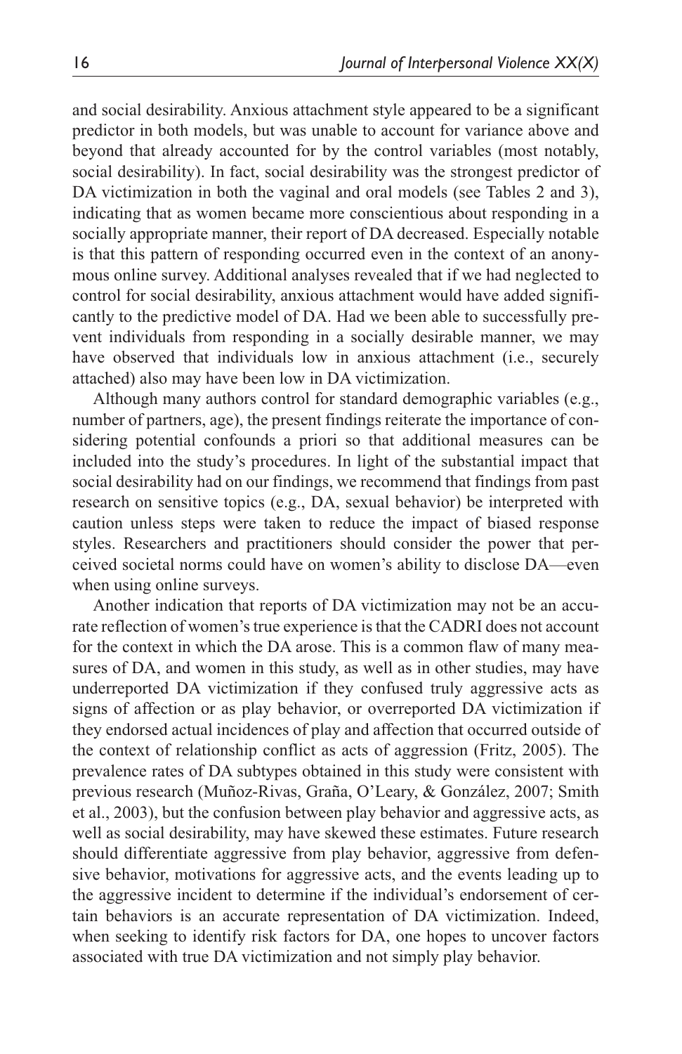and social desirability. Anxious attachment style appeared to be a significant predictor in both models, but was unable to account for variance above and beyond that already accounted for by the control variables (most notably, social desirability). In fact, social desirability was the strongest predictor of DA victimization in both the vaginal and oral models (see Tables 2 and 3), indicating that as women became more conscientious about responding in a socially appropriate manner, their report of DA decreased. Especially notable is that this pattern of responding occurred even in the context of an anonymous online survey. Additional analyses revealed that if we had neglected to control for social desirability, anxious attachment would have added significantly to the predictive model of DA. Had we been able to successfully prevent individuals from responding in a socially desirable manner, we may have observed that individuals low in anxious attachment (i.e., securely attached) also may have been low in DA victimization.

Although many authors control for standard demographic variables (e.g., number of partners, age), the present findings reiterate the importance of considering potential confounds a priori so that additional measures can be included into the study's procedures. In light of the substantial impact that social desirability had on our findings, we recommend that findings from past research on sensitive topics (e.g., DA, sexual behavior) be interpreted with caution unless steps were taken to reduce the impact of biased response styles. Researchers and practitioners should consider the power that perceived societal norms could have on women's ability to disclose DA—even when using online surveys.

Another indication that reports of DA victimization may not be an accurate reflection of women's true experience is that the CADRI does not account for the context in which the DA arose. This is a common flaw of many measures of DA, and women in this study, as well as in other studies, may have underreported DA victimization if they confused truly aggressive acts as signs of affection or as play behavior, or overreported DA victimization if they endorsed actual incidences of play and affection that occurred outside of the context of relationship conflict as acts of aggression (Fritz, 2005). The prevalence rates of DA subtypes obtained in this study were consistent with previous research (Muñoz-Rivas, Graña, O'Leary, & González, 2007; Smith et al., 2003), but the confusion between play behavior and aggressive acts, as well as social desirability, may have skewed these estimates. Future research should differentiate aggressive from play behavior, aggressive from defensive behavior, motivations for aggressive acts, and the events leading up to the aggressive incident to determine if the individual's endorsement of certain behaviors is an accurate representation of DA victimization. Indeed, when seeking to identify risk factors for DA, one hopes to uncover factors associated with true DA victimization and not simply play behavior.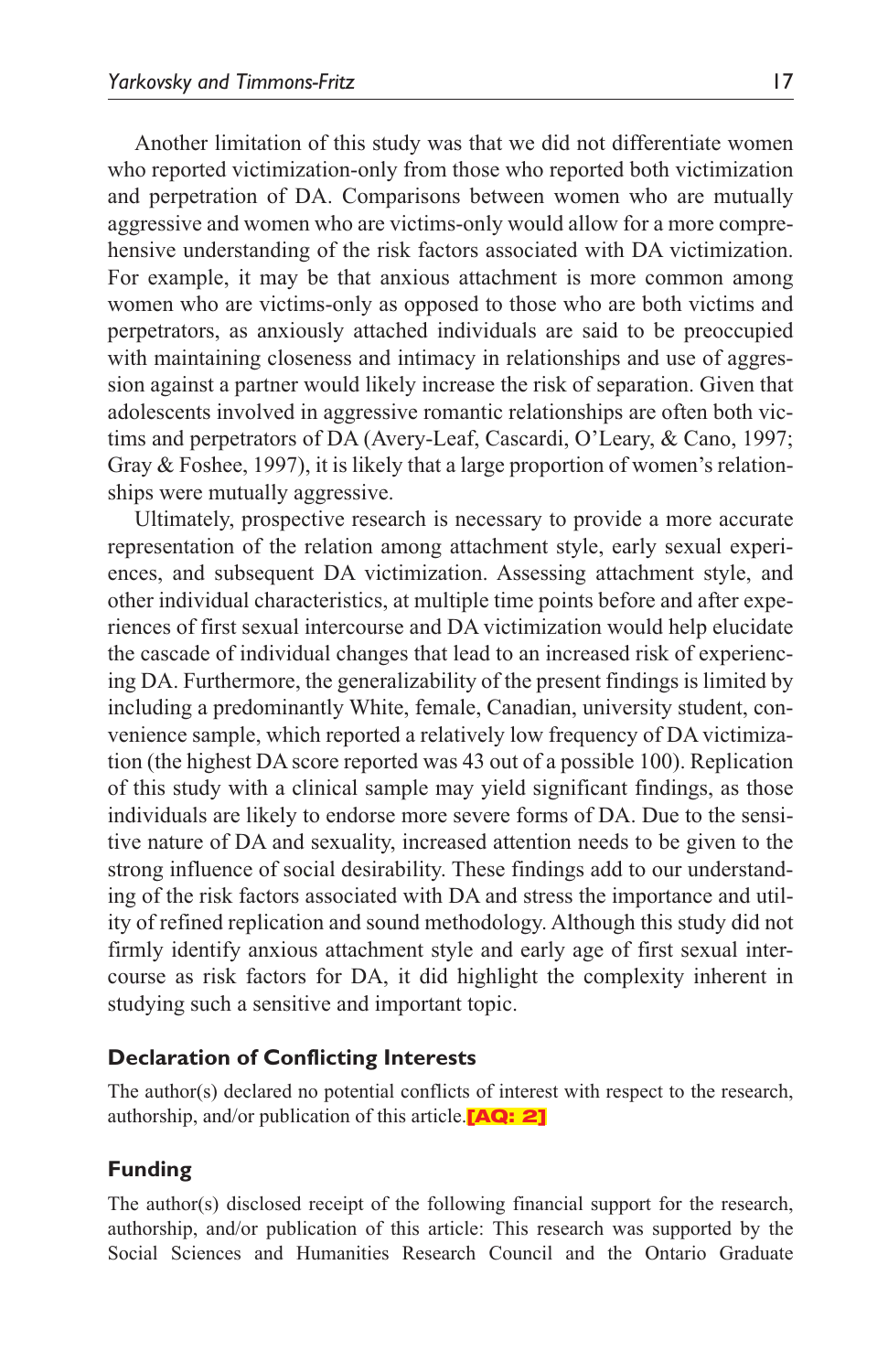Another limitation of this study was that we did not differentiate women who reported victimization-only from those who reported both victimization and perpetration of DA. Comparisons between women who are mutually aggressive and women who are victims-only would allow for a more comprehensive understanding of the risk factors associated with DA victimization. For example, it may be that anxious attachment is more common among women who are victims-only as opposed to those who are both victims and perpetrators, as anxiously attached individuals are said to be preoccupied with maintaining closeness and intimacy in relationships and use of aggression against a partner would likely increase the risk of separation. Given that adolescents involved in aggressive romantic relationships are often both victims and perpetrators of DA (Avery-Leaf, Cascardi, O'Leary, & Cano, 1997; Gray & Foshee, 1997), it is likely that a large proportion of women's relationships were mutually aggressive.

Ultimately, prospective research is necessary to provide a more accurate representation of the relation among attachment style, early sexual experiences, and subsequent DA victimization. Assessing attachment style, and other individual characteristics, at multiple time points before and after experiences of first sexual intercourse and DA victimization would help elucidate the cascade of individual changes that lead to an increased risk of experiencing DA. Furthermore, the generalizability of the present findings is limited by including a predominantly White, female, Canadian, university student, convenience sample, which reported a relatively low frequency of DA victimization (the highest DA score reported was 43 out of a possible 100). Replication of this study with a clinical sample may yield significant findings, as those individuals are likely to endorse more severe forms of DA. Due to the sensitive nature of DA and sexuality, increased attention needs to be given to the strong influence of social desirability. These findings add to our understanding of the risk factors associated with DA and stress the importance and utility of refined replication and sound methodology. Although this study did not firmly identify anxious attachment style and early age of first sexual intercourse as risk factors for DA, it did highlight the complexity inherent in studying such a sensitive and important topic.

## Declaration of Conflicting Interests

The author(s) declared no potential conflicts of interest with respect to the research, authorship, and/or publication of this article.[AQ: 2]

## Funding

The author(s) disclosed receipt of the following financial support for the research, authorship, and/or publication of this article: This research was supported by the Social Sciences and Humanities Research Council and the Ontario Graduate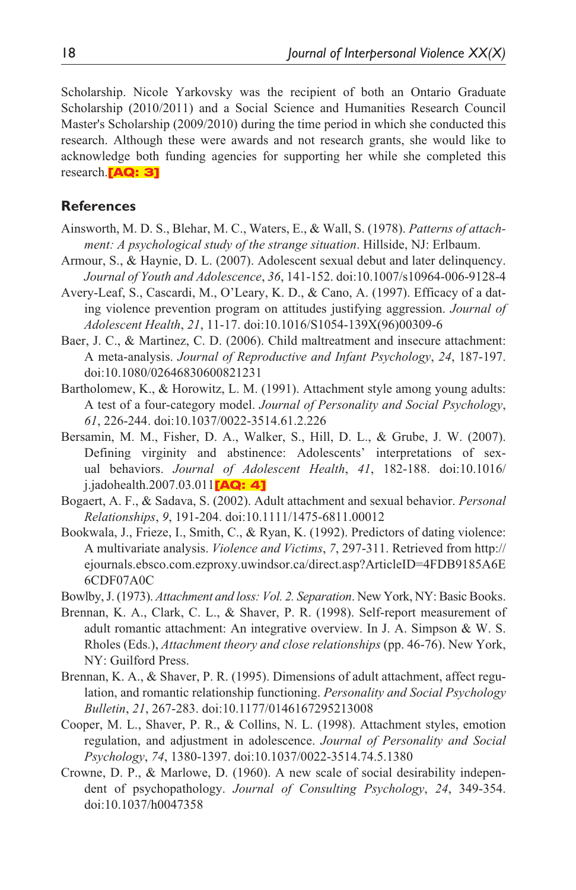Scholarship. Nicole Yarkovsky was the recipient of both an Ontario Graduate Scholarship (2010/2011) and a Social Science and Humanities Research Council Master's Scholarship (2009/2010) during the time period in which she conducted this research. Although these were awards and not research grants, she would like to acknowledge both funding agencies for supporting her while she completed this research.**[AQ: 3]**

## References

Ainsworth, M. D. S., Blehar, M. C., Waters, E., & Wall, S. (1978). *Patterns of attachment: A psychological study of the strange situation*. Hillside, NJ: Erlbaum.

Armour, S., & Haynie, D. L. (2007). Adolescent sexual debut and later delinquency. *Journal of Youth and Adolescence*, *36*, 141-152. doi:10.1007/s10964-006-9128-4

Avery-Leaf, S., Cascardi, M., O'Leary, K. D., & Cano, A. (1997). Efficacy of a dating violence prevention program on attitudes justifying aggression. *Journal of Adolescent Health*, *21*, 11-17. doi:10.1016/S1054-139X(96)00309-6

Baer, J. C., & Martinez, C. D. (2006). Child maltreatment and insecure attachment: A meta-analysis. *Journal of Reproductive and Infant Psychology*, *24*, 187-197. doi:10.1080/02646830600821231

Bartholomew, K., & Horowitz, L. M. (1991). Attachment style among young adults: A test of a four-category model. *Journal of Personality and Social Psychology*, *61*, 226-244. doi:10.1037/0022-3514.61.2.226

Bersamin, M. M., Fisher, D. A., Walker, S., Hill, D. L., & Grube, J. W. (2007). Defining virginity and abstinence: Adolescents' interpretations of sexual behaviors. *Journal of Adolescent Health*, *41*, 182-188. doi:10.1016/j.jadohealth.2007.03.011**[AQ: 4]**

Bogaert, A. F., & Sadava, S. (2002). Adult attachment and sexual behavior. *Personal Relationships*, *9*, 191-204. doi:10.1111/1475-6811.00012

Bookwala, J., Frieze, I., Smith, C., & Ryan, K. (1992). Predictors of dating violence: A multivariate analysis. *Violence and Victims*, *7*, 297-311. Retrieved from http://ejournals.ebsco.com.ezproxy.uwindsor.ca/direct.asp?ArticleID=4FDB9185A6E6CDF07A0C

Bowlby, J. (1973). *Attachment and loss: Vol. 2. Separation*. New York, NY: Basic Books.

Brennan, K. A., Clark, C. L., & Shaver, P. R. (1998). Self-report measurement of adult romantic attachment: An integrative overview. In J. A. Simpson & W. S. Rholes (Eds.), *Attachment theory and close relationships* (pp. 46-76). New York, NY: Guilford Press.

Brennan, K. A., & Shaver, P. R. (1995). Dimensions of adult attachment, affect regulation, and romantic relationship functioning. *Personality and Social Psychology Bulletin*, *21*, 267-283. doi:10.1177/0146167295213008

Cooper, M. L., Shaver, P. R., & Collins, N. L. (1998). Attachment styles, emotion regulation, and adjustment in adolescence. *Journal of Personality and Social Psychology*, *74*, 1380-1397. doi:10.1037/0022-3514.74.5.1380

Crowne, D. P., & Marlowe, D. (1960). A new scale of social desirability independent of psychopathology. *Journal of Consulting Psychology*, *24*, 349-354. doi:10.1037/h0047358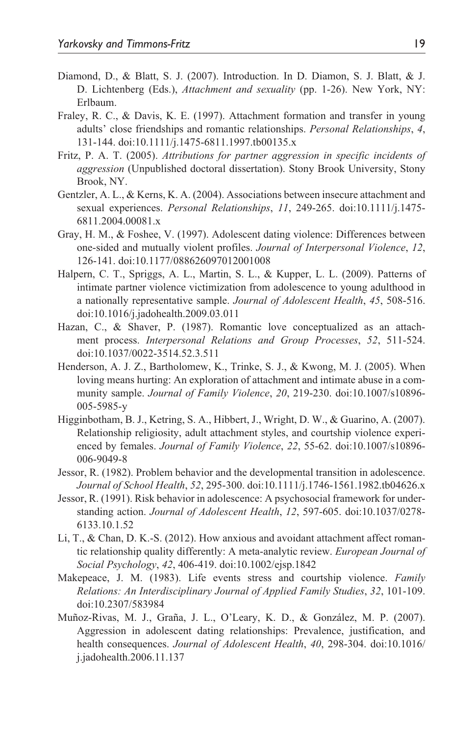Diamond, D., & Blatt, S. J. (2007). Introduction. In D. Diamon, S. J. Blatt, & J. D. Lichtenberg (Eds.), *Attachment and sexuality* (pp. 1-26). New York, NY: Erlbaum.

Fraley, R. C., & Davis, K. E. (1997). Attachment formation and transfer in young adults' close friendships and romantic relationships. *Personal Relationships*, *4*, 131-144. doi:10.1111/j.1475-6811.1997.tb00135.x

Fritz, P. A. T. (2005). *Attributions for partner aggression in specific incidents of aggression* (Unpublished doctoral dissertation). Stony Brook University, Stony Brook, NY.

Gentzler, A. L., & Kerns, K. A. (2004). Associations between insecure attachment and sexual experiences. *Personal Relationships*, *11*, 249-265. doi:10.1111/j.1475-6811.2004.00081.x

Gray, H. M., & Foshee, V. (1997). Adolescent dating violence: Differences between one-sided and mutually violent profiles. *Journal of Interpersonal Violence*, *12*, 126-141. doi:10.1177/088626097012001008

Halpern, C. T., Spriggs, A. L., Martin, S. L., & Kupper, L. L. (2009). Patterns of intimate partner violence victimization from adolescence to young adulthood in a nationally representative sample. *Journal of Adolescent Health*, *45*, 508-516. doi:10.1016/j.jadohealth.2009.03.011

Hazan, C., & Shaver, P. (1987). Romantic love conceptualized as an attachment process. *Interpersonal Relations and Group Processes*, *52*, 511-524. doi:10.1037/0022-3514.52.3.511

Henderson, A. J. Z., Bartholomew, K., Trinke, S. J., & Kwong, M. J. (2005). When loving means hurting: An exploration of attachment and intimate abuse in a community sample. *Journal of Family Violence*, *20*, 219-230. doi:10.1007/s10896-005-5985-y

Higginbotham, B. J., Ketring, S. A., Hibbert, J., Wright, D. W., & Guarino, A. (2007). Relationship religiosity, adult attachment styles, and courtship violence experienced by females. *Journal of Family Violence*, *22*, 55-62. doi:10.1007/s10896-006-9049-8

Jessor, R. (1982). Problem behavior and the developmental transition in adolescence. *Journal of School Health*, *52*, 295-300. doi:10.1111/j.1746-1561.1982.tb04626.x

Jessor, R. (1991). Risk behavior in adolescence: A psychosocial framework for understanding action. *Journal of Adolescent Health*, *12*, 597-605. doi:10.1037/0278-6133.10.1.52

Li, T., & Chan, D. K.-S. (2012). How anxious and avoidant attachment affect romantic relationship quality differently: A meta-analytic review. *European Journal of Social Psychology*, *42*, 406-419. doi:10.1002/ejsp.1842

Makepeace, J. M. (1983). Life events stress and courtship violence. *Family Relations: An Interdisciplinary Journal of Applied Family Studies*, *32*, 101-109. doi:10.2307/583984

Muñoz-Rivas, M. J., Graña, J. L., O'Leary, K. D., & González, M. P. (2007). Aggression in adolescent dating relationships: Prevalence, justification, and health consequences. *Journal of Adolescent Health*, *40*, 298-304. doi:10.1016/j.jadohealth.2006.11.137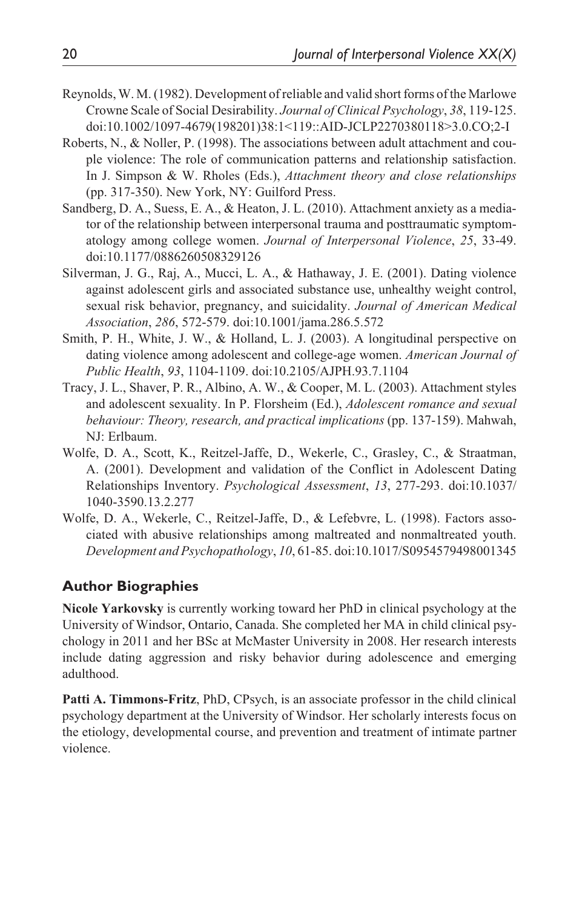Reynolds, W. M. (1982). Development of reliable and valid short forms of the Marlowe Crowne Scale of Social Desirability. *Journal of Clinical Psychology*, *38*, 119-125. doi:10.1002/1097-4679(198201)38:1<119::AID-JCLP2270380118>3.0.CO;2-I

Roberts, N., & Noller, P. (1998). The associations between adult attachment and couple violence: The role of communication patterns and relationship satisfaction. In J. Simpson & W. Rholes (Eds.), *Attachment theory and close relationships* (pp. 317-350). New York, NY: Guilford Press.

Sandberg, D. A., Suess, E. A., & Heaton, J. L. (2010). Attachment anxiety as a mediator of the relationship between interpersonal trauma and posttraumatic symptomatology among college women. *Journal of Interpersonal Violence*, *25*, 33-49. doi:10.1177/0886260508329126

Silverman, J. G., Raj, A., Mucci, L. A., & Hathaway, J. E. (2001). Dating violence against adolescent girls and associated substance use, unhealthy weight control, sexual risk behavior, pregnancy, and suicidality. *Journal of American Medical Association*, *286*, 572-579. doi:10.1001/jama.286.5.572

Smith, P. H., White, J. W., & Holland, L. J. (2003). A longitudinal perspective on dating violence among adolescent and college-age women. *American Journal of Public Health*, *93*, 1104-1109. doi:10.2105/AJPH.93.7.1104

Tracy, J. L., Shaver, P. R., Albino, A. W., & Cooper, M. L. (2003). Attachment styles and adolescent sexuality. In P. Florsheim (Ed.), *Adolescent romance and sexual behaviour: Theory, research, and practical implications* (pp. 137-159). Mahwah, NJ: Erlbaum.

Wolfe, D. A., Scott, K., Reitzel-Jaffe, D., Wekerle, C., Grasley, C., & Straatman, A. (2001). Development and validation of the Conflict in Adolescent Dating Relationships Inventory. *Psychological Assessment*, *13*, 277-293. doi:10.1037/1040-3590.13.2.277

Wolfe, D. A., Wekerle, C., Reitzel-Jaffe, D., & Lefebvre, L. (1998). Factors associated with abusive relationships among maltreated and nonmaltreated youth. *Development and Psychopathology*, *10*, 61-85. doi:10.1017/S0954579498001345

## Author Biographies

**Nicole Yarkovsky** is currently working toward her PhD in clinical psychology at the University of Windsor, Ontario, Canada. She completed her MA in child clinical psychology in 2011 and her BSc at McMaster University in 2008. Her research interests include dating aggression and risky behavior during adolescence and emerging adulthood.

**Patti A. Timmons-Fritz**, PhD, CPsych, is an associate professor in the child clinical psychology department at the University of Windsor. Her scholarly interests focus on the etiology, developmental course, and prevention and treatment of intimate partner violence.